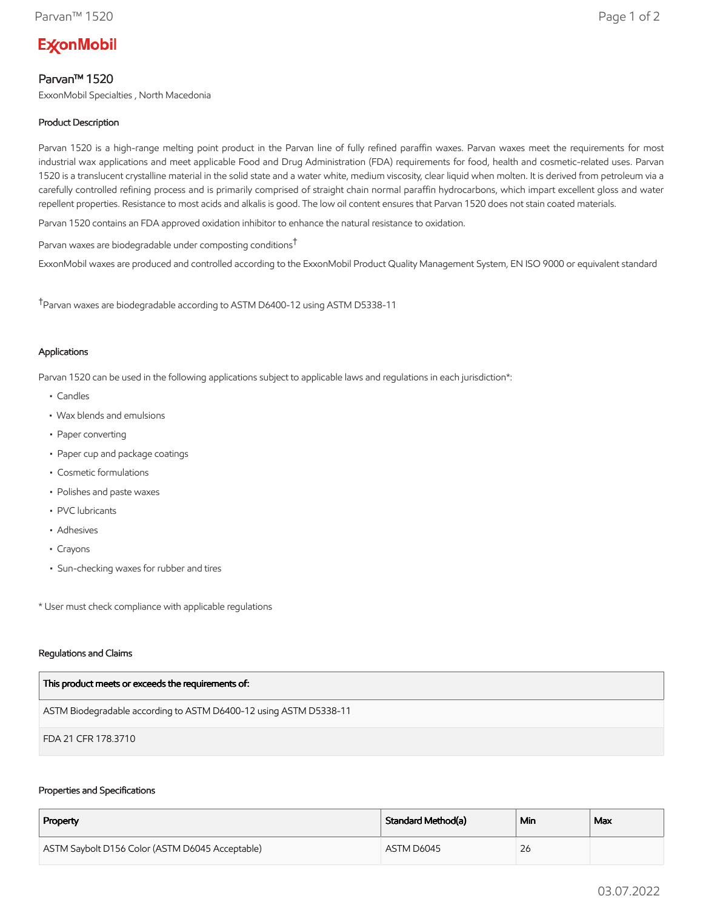# ExxonMobil

## Parvan™ 1520

ExxonMobil Specialties , North Macedonia

### Product Description

Parvan 1520 is a high-range melting point product in the Parvan line of fully refined paraffin waxes. Parvan waxes meet the requirements for most industrial wax applications and meet applicable Food and Drug Administration (FDA) requirements for food, health and cosmetic-related uses. Parvan 1520 is a translucent crystalline material in the solid state and a water white, medium viscosity, clear liquid when molten. It is derived from petroleum via a carefully controlled refining process and is primarily comprised of straight chain normal paraffin hydrocarbons, which impart excellent gloss and water repellent properties. Resistance to most acids and alkalis is good. The low oil content ensures that Parvan 1520 does not stain coated materials.

Parvan 1520 contains an FDA approved oxidation inhibitor to enhance the natural resistance to oxidation.

Parvan waxes are biodegradable under composting conditions[†]

ExxonMobil waxes are produced and controlled according to the ExxonMobil Product Quality Management System, EN ISO 9000 or equivalent standard

[†]Parvan waxes are biodegradable according to ASTM D6400-12 using ASTM D5338-11

### Applications

Parvan 1520 can be used in the following applications subject to applicable laws and regulations in each jurisdiction*:

- Candles
- Wax blends and emulsions
- Paper converting
- Paper cup and package coatings
- Cosmetic formulations
- Polishes and paste waxes
- PVC lubricants
- Adhesives
- Crayons
- Sun-checking waxes for rubber and tires

* User must check compliance with applicable regulations

### Regulations and Claims

| This product meets or exceeds the requirements of: |
|---|
| ASTM Biodegradable according to ASTM D6400-12 using ASTM D5338-11 |
| FDA 21 CFR 178.3710 |

### Properties and Specifications

| Property | Standard Method(a) | Min | Max |
|---|---|---|---|
| ASTM Saybolt D156 Color (ASTM D6045 Acceptable) | ASTM D6045 | 26 | |

03.07.2022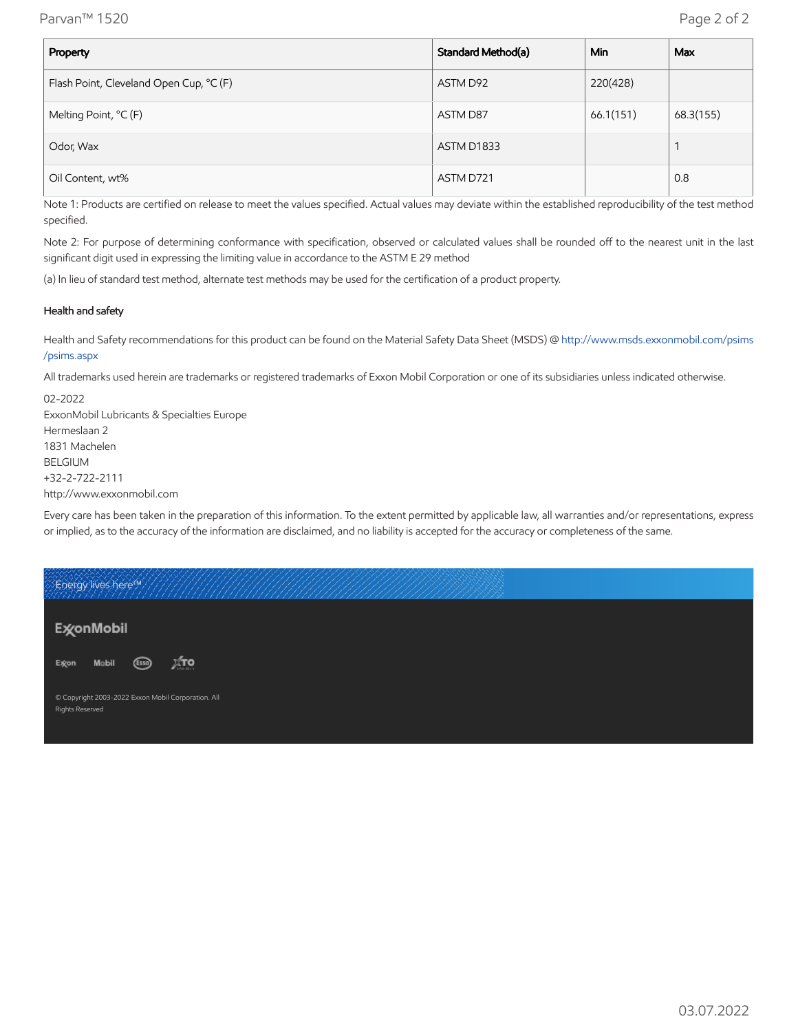| Property | Standard Method(a) | Min | Max |
|---|---|---|---|
| Flash Point, Cleveland Open Cup, °C (F) | ASTM D92 | 220(428) | |
| Melting Point, °C (F) | ASTM D87 | 66.1(151) | 68.3(155) |
| Odor, Wax | ASTM D1833 | | 1 |
| Oil Content, wt% | ASTM D721 | | 0.8 |

Note 1: Products are certified on release to meet the values specified. Actual values may deviate within the established reproducibility of the test method specified.

Note 2: For purpose of determining conformance with specification, observed or calculated values shall be rounded off to the nearest unit in the last significant digit used in expressing the limiting value in accordance to the ASTM E 29 method

(a) In lieu of standard test method, alternate test methods may be used for the certification of a product property.

### Health and safety

Health and Safety recommendations for this product can be found on the Material Safety Data Sheet (MSDS) @ http://www.msds.exxonmobil.com/psims/psims.aspx

All trademarks used herein are trademarks or registered trademarks of Exxon Mobil Corporation or one of its subsidiaries unless indicated otherwise.

02-2022
ExxonMobil Lubricants & Specialties Europe
Hermeslaan 2
1831 Machelen
BELGIUM
+32-2-722-2111
http://www.exxonmobil.com

Every care has been taken in the preparation of this information. To the extent permitted by applicable law, all warranties and/or representations, express or implied, as to the accuracy of the information are disclaimed, and no liability is accepted for the accuracy or completeness of the same.

Energy lives here™

ExxonMobil

Exxon Mobil Esso XTO

© Copyright 2003-2022 Exxon Mobil Corporation. All Rights Reserved